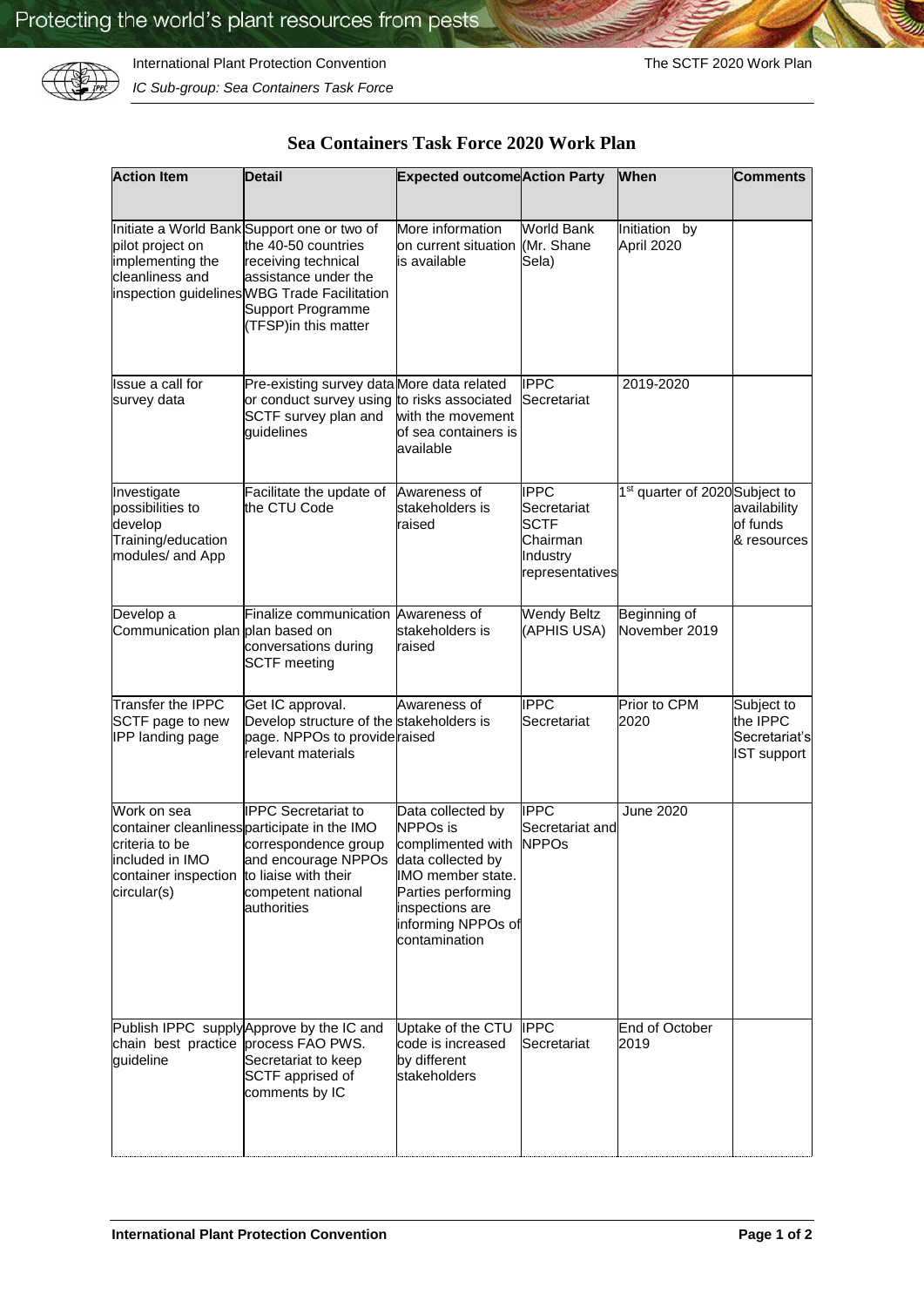# Sea Containers Task Force 2020 Work Plan

| Action Item | Detail | Expected outcome | Action Party | When | Comments |
|---|---|---|---|---|---|
| Initiate a World Bank pilot project on implementing the cleanliness and inspection guidelines | Support one or two of the 40-50 countries receiving technical assistance under the WBG Trade Facilitation Support Programme (TFSP)in this matter | More information on current situation is available | World Bank (Mr. Shane Sela) | Initiation by April 2020 | |
| Issue a call for survey data | Pre-existing survey data or conduct survey using SCTF survey plan and guidelines | More data related to risks associated with the movement of sea containers is available | IPPC Secretariat | 2019-2020 | |
| Investigate possibilities to develop Training/education modules/ and App | Facilitate the update of the CTU Code | Awareness of stakeholders is raised | IPPC Secretariat SCTF Chairman Industry representatives | 1st quarter of 2020 | Subject to availability of funds & resources |
| Develop a Communication plan | Finalize communication plan based on conversations during SCTF meeting | Awareness of stakeholders is raised | Wendy Beltz (APHIS USA) | Beginning of November 2019 | |
| Transfer the IPPC SCTF page to new IPP landing page | Get IC approval. Develop structure of the page. NPPOs to provide relevant materials | Awareness of stakeholders is raised | IPPC Secretariat | Prior to CPM 2020 | Subject to the IPPC Secretariat's IST support |
| Work on sea container cleanliness criteria to be included in IMO container inspection circular(s) | IPPC Secretariat to participate in the IMO correspondence group and encourage NPPOs to liaise with their competent national authorities | Data collected by NPPOs is complimented with data collected by IMO member state. Parties performing inspections are informing NPPOs of contamination | IPPC Secretariat and NPPOs | June 2020 | |
| Publish IPPC supply chain best practice guideline | Approve by the IC and process FAO PWS. Secretariat to keep SCTF apprised of comments by IC | Uptake of the CTU code is increased by different stakeholders | IPPC Secretariat | End of October 2019 | |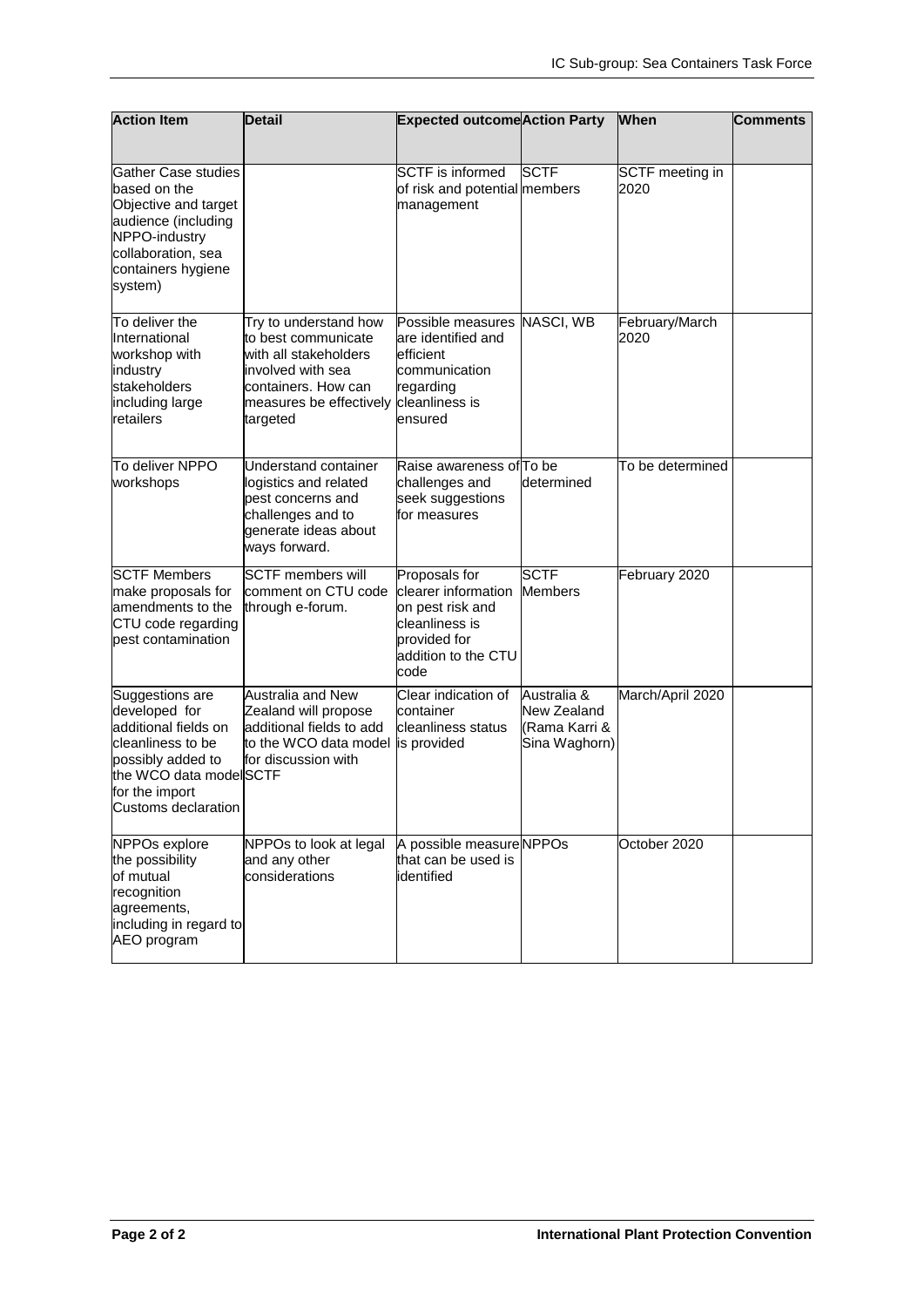| Action Item | Detail | Expected outcome | Action Party | When | Comments |
|---|---|---|---|---|---|
| Gather Case studies based on the Objective and target audience (including NPPO-industry collaboration, sea containers hygiene system) | | SCTF is informed of risk and potential management | SCTF members | SCTF meeting in 2020 | |
| To deliver the International workshop with industry stakeholders including large retailers | Try to understand how to best communicate with all stakeholders involved with sea containers. How can measures be effectively targeted | Possible measures are identified and efficient communication regarding cleanliness is ensured | NASCI, WB | February/March 2020 | |
| To deliver NPPO workshops | Understand container logistics and related pest concerns and challenges and to generate ideas about ways forward. | Raise awareness of challenges and seek suggestions for measures | To be determined | To be determined | |
| SCTF Members make proposals for amendments to the CTU code regarding pest contamination | SCTF members will comment on CTU code through e-forum. | Proposals for clearer information on pest risk and cleanliness is provided for addition to the CTU code | SCTF Members | February 2020 | |
| Suggestions are developed for additional fields on cleanliness to be possibly added to the WCO data model for the import Customs declaration | Australia and New Zealand will propose additional fields to add to the WCO data model for discussion with SCTF | Clear indication of container cleanliness status is provided | Australia & New Zealand (Rama Karri & Sina Waghorn) | March/April 2020 | |
| NPPOs explore the possibility of mutual recognition agreements, including in regard to AEO program | NPPOs to look at legal and any other considerations | A possible measure that can be used is identified | NPPOs | October 2020 | |